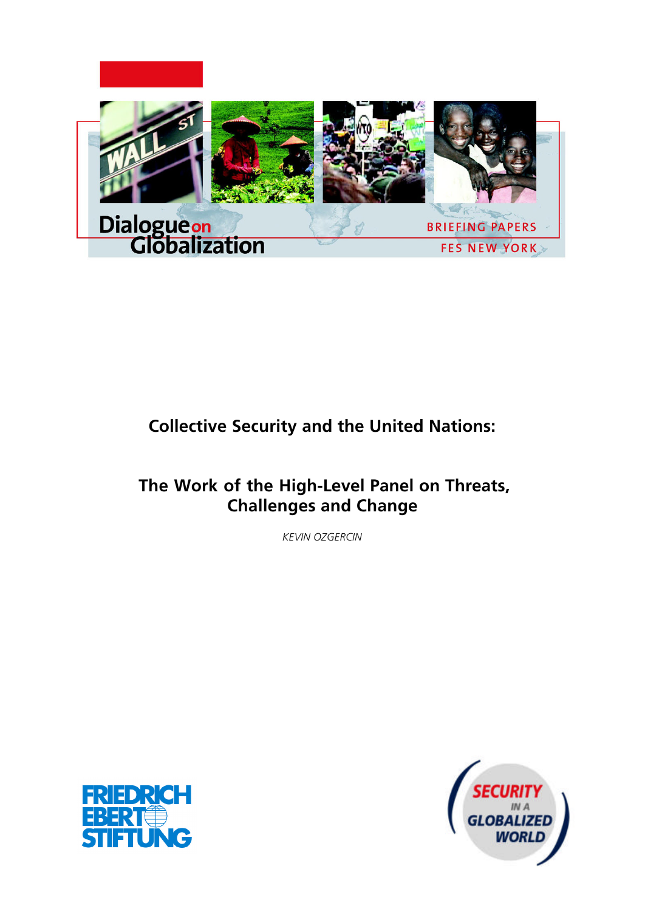Dialogue on Globalization

BRIEFING PAPERS

FES NEW YORK

# Collective Security and the United Nations:

## The Work of the High-Level Panel on Threats, Challenges and Change

*KEVIN OZGERCIN*

FRIEDRICH EBERT STIFTUNG

SECURITY IN A GLOBALIZED WORLD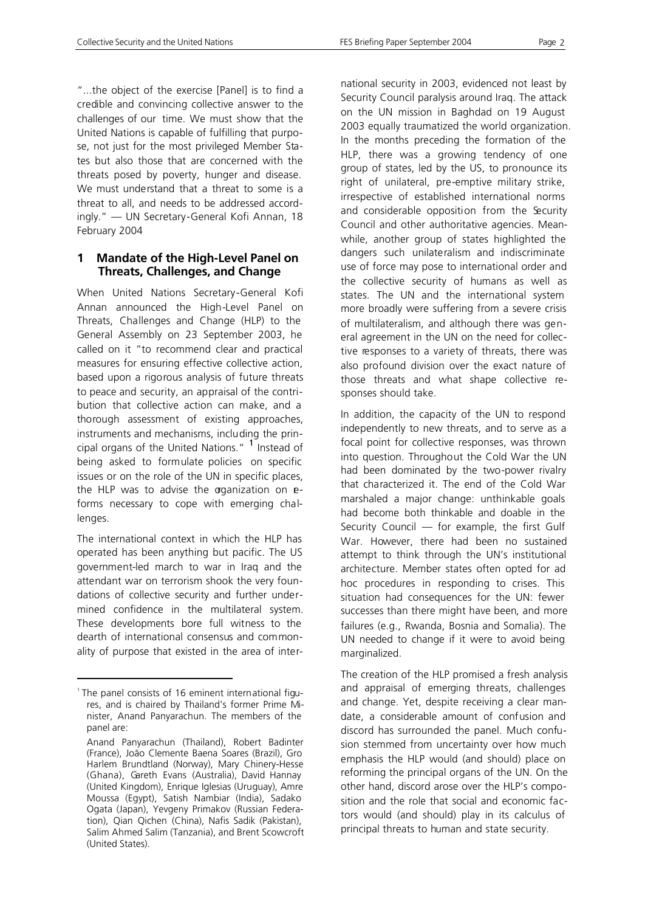"...the object of the exercise [Panel] is to find a credible and convincing collective answer to the challenges of our time. We must show that the United Nations is capable of fulfilling that purpose, not just for the most privileged Member States but also those that are concerned with the threats posed by poverty, hunger and disease. We must understand that a threat to some is a threat to all, and needs to be addressed accordingly." — UN Secretary-General Kofi Annan, 18 February 2004

## 1 Mandate of the High-Level Panel on Threats, Challenges, and Change

When United Nations Secretary-General Kofi Annan announced the High-Level Panel on Threats, Challenges and Change (HLP) to the General Assembly on 23 September 2003, he called on it "to recommend clear and practical measures for ensuring effective collective action, based upon a rigorous analysis of future threats to peace and security, an appraisal of the contribution that collective action can make, and a thorough assessment of existing approaches, instruments and mechanisms, including the principal organs of the United Nations." [1] Instead of being asked to formulate policies on specific issues or on the role of the UN in specific places, the HLP was to advise the organization on reforms necessary to cope with emerging challenges.

The international context in which the HLP has operated has been anything but pacific. The US government-led march to war in Iraq and the attendant war on terrorism shook the very foundations of collective security and further undermined confidence in the multilateral system. These developments bore full witness to the dearth of international consensus and commonality of purpose that existed in the area of international security in 2003, evidenced not least by Security Council paralysis around Iraq. The attack on the UN mission in Baghdad on 19 August 2003 equally traumatized the world organization. In the months preceding the formation of the HLP, there was a growing tendency of one group of states, led by the US, to pronounce its right of unilateral, pre-emptive military strike, irrespective of established international norms and considerable opposition from the Security Council and other authoritative agencies. Meanwhile, another group of states highlighted the dangers such unilateralism and indiscriminate use of force may pose to international order and the collective security of humans as well as states. The UN and the international system more broadly were suffering from a severe crisis of multilateralism, and although there was general agreement in the UN on the need for collective responses to a variety of threats, there was also profound division over the exact nature of those threats and what shape collective responses should take.

In addition, the capacity of the UN to respond independently to new threats, and to serve as a focal point for collective responses, was thrown into question. Throughout the Cold War the UN had been dominated by the two-power rivalry that characterized it. The end of the Cold War marshaled a major change: unthinkable goals had become both thinkable and doable in the Security Council — for example, the first Gulf War. However, there had been no sustained attempt to think through the UN's institutional architecture. Member states often opted for ad hoc procedures in responding to crises. This situation had consequences for the UN: fewer successes than there might have been, and more failures (e.g., Rwanda, Bosnia and Somalia). The UN needed to change if it were to avoid being marginalized.

The creation of the HLP promised a fresh analysis and appraisal of emerging threats, challenges and change. Yet, despite receiving a clear mandate, a considerable amount of confusion and discord has surrounded the panel. Much confusion stemmed from uncertainty over how much emphasis the HLP would (and should) place on reforming the principal organs of the UN. On the other hand, discord arose over the HLP's composition and the role that social and economic factors would (and should) play in its calculus of principal threats to human and state security.

---

[1] The panel consists of 16 eminent international figures, and is chaired by Thailand's former Prime Minister, Anand Panyarachun. The members of the panel are:

Anand Panyarachun (Thailand), Robert Badinter (France), João Clemente Baena Soares (Brazil), Gro Harlem Brundtland (Norway), Mary Chinery-Hesse (Ghana), Gareth Evans (Australia), David Hannay (United Kingdom), Enrique Iglesias (Uruguay), Amre Moussa (Egypt), Satish Nambiar (India), Sadako Ogata (Japan), Yevgeny Primakov (Russian Federation), Qian Qichen (China), Nafis Sadik (Pakistan), Salim Ahmed Salim (Tanzania), and Brent Scowcroft (United States).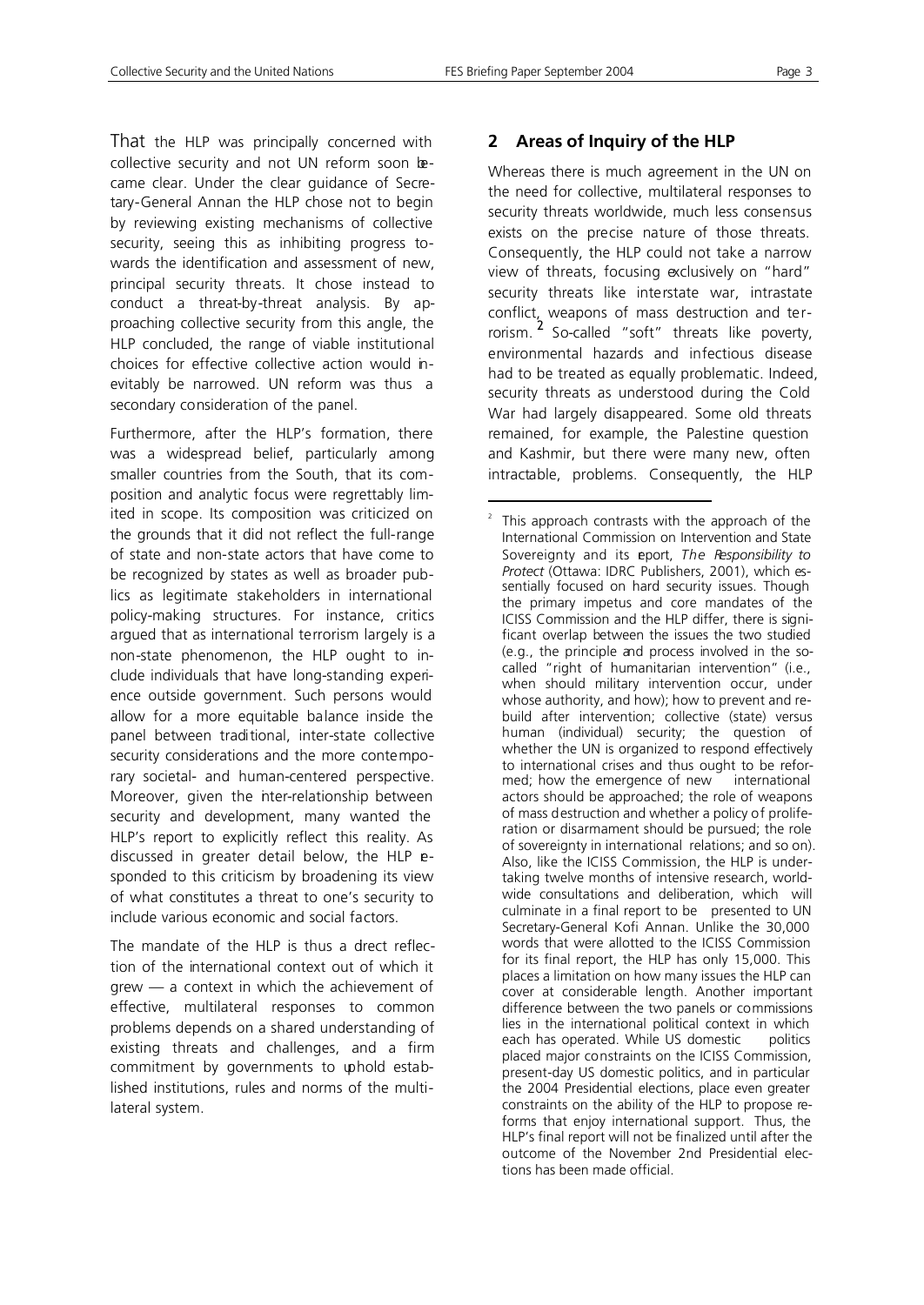That the HLP was principally concerned with collective security and not UN reform soon became clear. Under the clear guidance of Secretary-General Annan the HLP chose not to begin by reviewing existing mechanisms of collective security, seeing this as inhibiting progress towards the identification and assessment of new, principal security threats. It chose instead to conduct a threat-by-threat analysis. By approaching collective security from this angle, the HLP concluded, the range of viable institutional choices for effective collective action would inevitably be narrowed. UN reform was thus a secondary consideration of the panel.

Furthermore, after the HLP's formation, there was a widespread belief, particularly among smaller countries from the South, that its composition and analytic focus were regrettably limited in scope. Its composition was criticized on the grounds that it did not reflect the full-range of state and non-state actors that have come to be recognized by states as well as broader publics as legitimate stakeholders in international policy-making structures. For instance, critics argued that as international terrorism largely is a non-state phenomenon, the HLP ought to include individuals that have long-standing experience outside government. Such persons would allow for a more equitable balance inside the panel between traditional, inter-state collective security considerations and the more contemporary societal- and human-centered perspective. Moreover, given the inter-relationship between security and development, many wanted the HLP's report to explicitly reflect this reality. As discussed in greater detail below, the HLP responded to this criticism by broadening its view of what constitutes a threat to one's security to include various economic and social factors.

The mandate of the HLP is thus a direct reflection of the international context out of which it grew — a context in which the achievement of effective, multilateral responses to common problems depends on a shared understanding of existing threats and challenges, and a firm commitment by governments to uphold established institutions, rules and norms of the multilateral system.

## 2 Areas of Inquiry of the HLP

Whereas there is much agreement in the UN on the need for collective, multilateral responses to security threats worldwide, much less consensus exists on the precise nature of those threats. Consequently, the HLP could not take a narrow view of threats, focusing exclusively on "hard" security threats like interstate war, intrastate conflict, weapons of mass destruction and terrorism.[2] So-called "soft" threats like poverty, environmental hazards and infectious disease had to be treated as equally problematic. Indeed, security threats as understood during the Cold War had largely disappeared. Some old threats remained, for example, the Palestine question and Kashmir, but there were many new, often intractable, problems. Consequently, the HLP

[2] This approach contrasts with the approach of the International Commission on Intervention and State Sovereignty and its report, *The Responsibility to Protect* (Ottawa: IDRC Publishers, 2001), which essentially focused on hard security issues. Though the primary impetus and core mandates of the ICISS Commission and the HLP differ, there is significant overlap between the issues the two studied (e.g., the principle and process involved in the so-called "right of humanitarian intervention" (i.e., when should military intervention occur, under whose authority, and how); how to prevent and rebuild after intervention; collective (state) versus human (individual) security; the question of whether the UN is organized to respond effectively to international crises and thus ought to be reformed; how the emergence of new international actors should be approached; the role of weapons of mass destruction and whether a policy of proliferation or disarmament should be pursued; the role of sovereignty in international relations; and so on). Also, like the ICISS Commission, the HLP is undertaking twelve months of intensive research, worldwide consultations and deliberation, which will culminate in a final report to be presented to UN Secretary-General Kofi Annan. Unlike the 30,000 words that were allotted to the ICISS Commission for its final report, the HLP has only 15,000. This places a limitation on how many issues the HLP can cover at considerable length. Another important difference between the two panels or commissions lies in the international political context in which each has operated. While US domestic politics placed major constraints on the ICISS Commission, present-day US domestic politics, and in particular the 2004 Presidential elections, place even greater constraints on the ability of the HLP to propose reforms that enjoy international support. Thus, the HLP's final report will not be finalized until after the outcome of the November 2nd Presidential elections has been made official.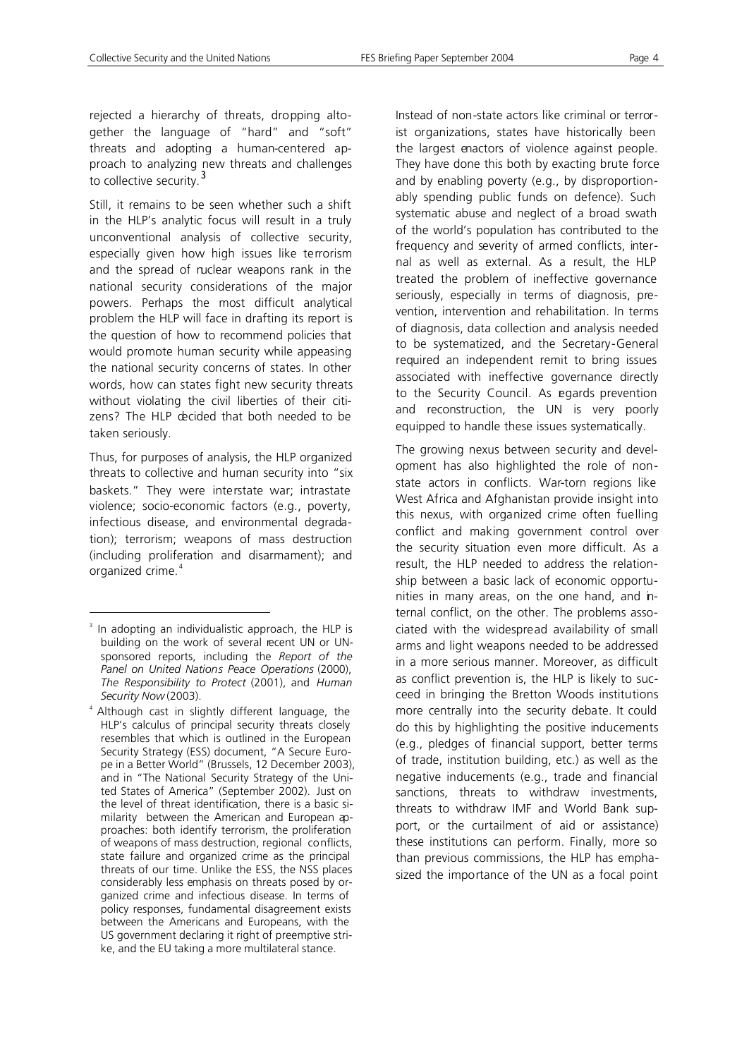rejected a hierarchy of threats, dropping altogether the language of "hard" and "soft" threats and adopting a human-centered approach to analyzing new threats and challenges to collective security.[3]

Still, it remains to be seen whether such a shift in the HLP's analytic focus will result in a truly unconventional analysis of collective security, especially given how high issues like terrorism and the spread of nuclear weapons rank in the national security considerations of the major powers. Perhaps the most difficult analytical problem the HLP will face in drafting its report is the question of how to recommend policies that would promote human security while appeasing the national security concerns of states. In other words, how can states fight new security threats without violating the civil liberties of their citizens? The HLP decided that both needed to be taken seriously.

Thus, for purposes of analysis, the HLP organized threats to collective and human security into "six baskets." They were interstate war; intrastate violence; socio-economic factors (e.g., poverty, infectious disease, and environmental degradation); terrorism; weapons of mass destruction (including proliferation and disarmament); and organized crime.[4]

Instead of non-state actors like criminal or terrorist organizations, states have historically been the largest enactors of violence against people. They have done this both by exacting brute force and by enabling poverty (e.g., by disproportionably spending public funds on defence). Such systematic abuse and neglect of a broad swath of the world's population has contributed to the frequency and severity of armed conflicts, internal as well as external. As a result, the HLP treated the problem of ineffective governance seriously, especially in terms of diagnosis, prevention, intervention and rehabilitation. In terms of diagnosis, data collection and analysis needed to be systematized, and the Secretary-General required an independent remit to bring issues associated with ineffective governance directly to the Security Council. As regards prevention and reconstruction, the UN is very poorly equipped to handle these issues systematically.

The growing nexus between security and development has also highlighted the role of non-state actors in conflicts. War-torn regions like West Africa and Afghanistan provide insight into this nexus, with organized crime often fuelling conflict and making government control over the security situation even more difficult. As a result, the HLP needed to address the relationship between a basic lack of economic opportunities in many areas, on the one hand, and internal conflict, on the other. The problems associated with the widespread availability of small arms and light weapons needed to be addressed in a more serious manner. Moreover, as difficult as conflict prevention is, the HLP is likely to succeed in bringing the Bretton Woods institutions more centrally into the security debate. It could do this by highlighting the positive inducements (e.g., pledges of financial support, better terms of trade, institution building, etc.) as well as the negative inducements (e.g., trade and financial sanctions, threats to withdraw investments, threats to withdraw IMF and World Bank support, or the curtailment of aid or assistance) these institutions can perform. Finally, more so than previous commissions, the HLP has emphasized the importance of the UN as a focal point

---

[3] In adopting an individualistic approach, the HLP is building on the work of several recent UN or UN-sponsored reports, including the *Report of the Panel on United Nations Peace Operations* (2000), *The Responsibility to Protect* (2001), and *Human Security Now* (2003).

[4] Although cast in slightly different language, the HLP's calculus of principal security threats closely resembles that which is outlined in the European Security Strategy (ESS) document, "A Secure Europe in a Better World" (Brussels, 12 December 2003), and in "The National Security Strategy of the United States of America" (September 2002). Just on the level of threat identification, there is a basic similarity between the American and European approaches: both identify terrorism, the proliferation of weapons of mass destruction, regional conflicts, state failure and organized crime as the principal threats of our time. Unlike the ESS, the NSS places considerably less emphasis on threats posed by organized crime and infectious disease. In terms of policy responses, fundamental disagreement exists between the Americans and Europeans, with the US government declaring it right of preemptive strike, and the EU taking a more multilateral stance.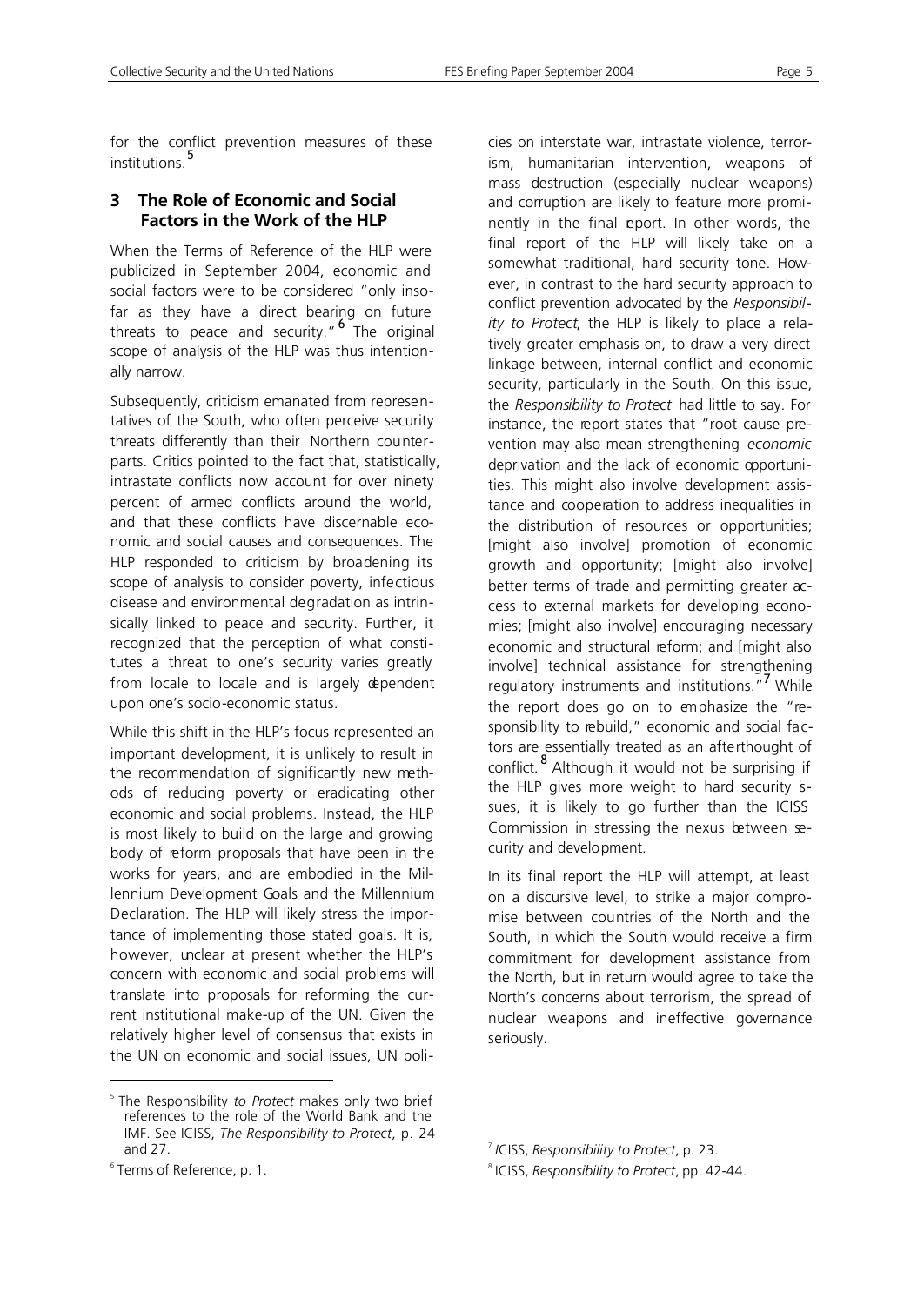for the conflict prevention measures of these institutions.[5]

## 3 The Role of Economic and Social Factors in the Work of the HLP

When the Terms of Reference of the HLP were publicized in September 2004, economic and social factors were to be considered "only insofar as they have a direct bearing on future threats to peace and security."[6] The original scope of analysis of the HLP was thus intentionally narrow.

Subsequently, criticism emanated from representatives of the South, who often perceive security threats differently than their Northern counterparts. Critics pointed to the fact that, statistically, intrastate conflicts now account for over ninety percent of armed conflicts around the world, and that these conflicts have discernable economic and social causes and consequences. The HLP responded to criticism by broadening its scope of analysis to consider poverty, infectious disease and environmental degradation as intrinsically linked to peace and security. Further, it recognized that the perception of what constitutes a threat to one's security varies greatly from locale to locale and is largely dependent upon one's socio-economic status.

While this shift in the HLP's focus represented an important development, it is unlikely to result in the recommendation of significantly new methods of reducing poverty or eradicating other economic and social problems. Instead, the HLP is most likely to build on the large and growing body of reform proposals that have been in the works for years, and are embodied in the Millennium Development Goals and the Millennium Declaration. The HLP will likely stress the importance of implementing those stated goals. It is, however, unclear at present whether the HLP's concern with economic and social problems will translate into proposals for reforming the current institutional make-up of the UN. Given the relatively higher level of consensus that exists in the UN on economic and social issues, UN policies on interstate war, intrastate violence, terrorism, humanitarian intervention, weapons of mass destruction (especially nuclear weapons) and corruption are likely to feature more prominently in the final report. In other words, the final report of the HLP will likely take on a somewhat traditional, hard security tone. However, in contrast to the hard security approach to conflict prevention advocated by the *Responsibility to Protect*, the HLP is likely to place a relatively greater emphasis on, to draw a very direct linkage between, internal conflict and economic security, particularly in the South. On this issue, the *Responsibility to Protect* had little to say. For instance, the report states that "root cause prevention may also mean strengthening *economic* deprivation and the lack of economic opportunities. This might also involve development assistance and cooperation to address inequalities in the distribution of resources or opportunities; [might also involve] promotion of economic growth and opportunity; [might also involve] better terms of trade and permitting greater access to external markets for developing economies; [might also involve] encouraging necessary economic and structural reform; and [might also involve] technical assistance for strengthening regulatory instruments and institutions."[7] While the report does go on to emphasize the "responsibility to rebuild," economic and social factors are essentially treated as an afterthought of conflict.[8] Although it would not be surprising if the HLP gives more weight to hard security issues, it is likely to go further than the ICISS Commission in stressing the nexus between security and development.

In its final report the HLP will attempt, at least on a discursive level, to strike a major compromise between countries of the North and the South, in which the South would receive a firm commitment for development assistance from the North, but in return would agree to take the North's concerns about terrorism, the spread of nuclear weapons and ineffective governance seriously.

---

[5] The Responsibility *to Protect* makes only two brief references to the role of the World Bank and the IMF. See ICISS, *The Responsibility to Protect*, p. 24 and 27.

[6] Terms of Reference, p. 1.

[7] ICISS, *Responsibility to Protect*, p. 23.

[8] ICISS, *Responsibility to Protect*, pp. 42-44.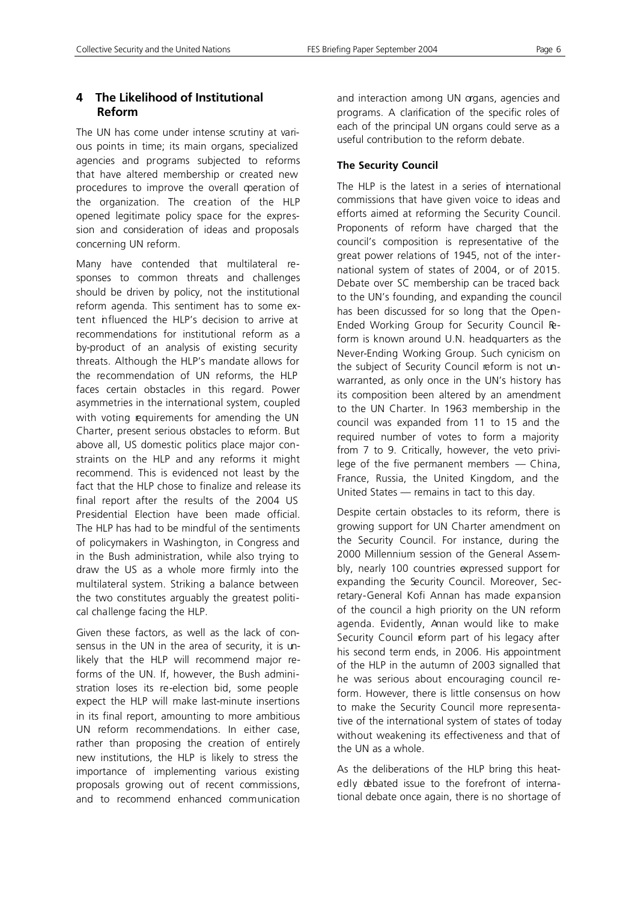## 4 The Likelihood of Institutional Reform

The UN has come under intense scrutiny at various points in time; its main organs, specialized agencies and programs subjected to reforms that have altered membership or created new procedures to improve the overall operation of the organization. The creation of the HLP opened legitimate policy space for the expression and consideration of ideas and proposals concerning UN reform.

Many have contended that multilateral responses to common threats and challenges should be driven by policy, not the institutional reform agenda. This sentiment has to some extent influenced the HLP's decision to arrive at recommendations for institutional reform as a by-product of an analysis of existing security threats. Although the HLP's mandate allows for the recommendation of UN reforms, the HLP faces certain obstacles in this regard. Power asymmetries in the international system, coupled with voting requirements for amending the UN Charter, present serious obstacles to reform. But above all, US domestic politics place major constraints on the HLP and any reforms it might recommend. This is evidenced not least by the fact that the HLP chose to finalize and release its final report after the results of the 2004 US Presidential Election have been made official. The HLP has had to be mindful of the sentiments of policymakers in Washington, in Congress and in the Bush administration, while also trying to draw the US as a whole more firmly into the multilateral system. Striking a balance between the two constitutes arguably the greatest political challenge facing the HLP.

Given these factors, as well as the lack of consensus in the UN in the area of security, it is unlikely that the HLP will recommend major reforms of the UN. If, however, the Bush administration loses its re-election bid, some people expect the HLP will make last-minute insertions in its final report, amounting to more ambitious UN reform recommendations. In either case, rather than proposing the creation of entirely new institutions, the HLP is likely to stress the importance of implementing various existing proposals growing out of recent commissions, and to recommend enhanced communication and interaction among UN organs, agencies and programs. A clarification of the specific roles of each of the principal UN organs could serve as a useful contribution to the reform debate.

### The Security Council

The HLP is the latest in a series of international commissions that have given voice to ideas and efforts aimed at reforming the Security Council. Proponents of reform have charged that the council's composition is representative of the great power relations of 1945, not of the international system of states of 2004, or of 2015. Debate over SC membership can be traced back to the UN's founding, and expanding the council has been discussed for so long that the Open-Ended Working Group for Security Council Reform is known around U.N. headquarters as the Never-Ending Working Group. Such cynicism on the subject of Security Council reform is not unwarranted, as only once in the UN's history has its composition been altered by an amendment to the UN Charter. In 1963 membership in the council was expanded from 11 to 15 and the required number of votes to form a majority from 7 to 9. Critically, however, the veto privilege of the five permanent members — China, France, Russia, the United Kingdom, and the United States — remains in tact to this day.

Despite certain obstacles to its reform, there is growing support for UN Charter amendment on the Security Council. For instance, during the 2000 Millennium session of the General Assembly, nearly 100 countries expressed support for expanding the Security Council. Moreover, Secretary-General Kofi Annan has made expansion of the council a high priority on the UN reform agenda. Evidently, Annan would like to make Security Council reform part of his legacy after his second term ends, in 2006. His appointment of the HLP in the autumn of 2003 signalled that he was serious about encouraging council reform. However, there is little consensus on how to make the Security Council more representative of the international system of states of today without weakening its effectiveness and that of the UN as a whole.

As the deliberations of the HLP bring this heatedly debated issue to the forefront of international debate once again, there is no shortage of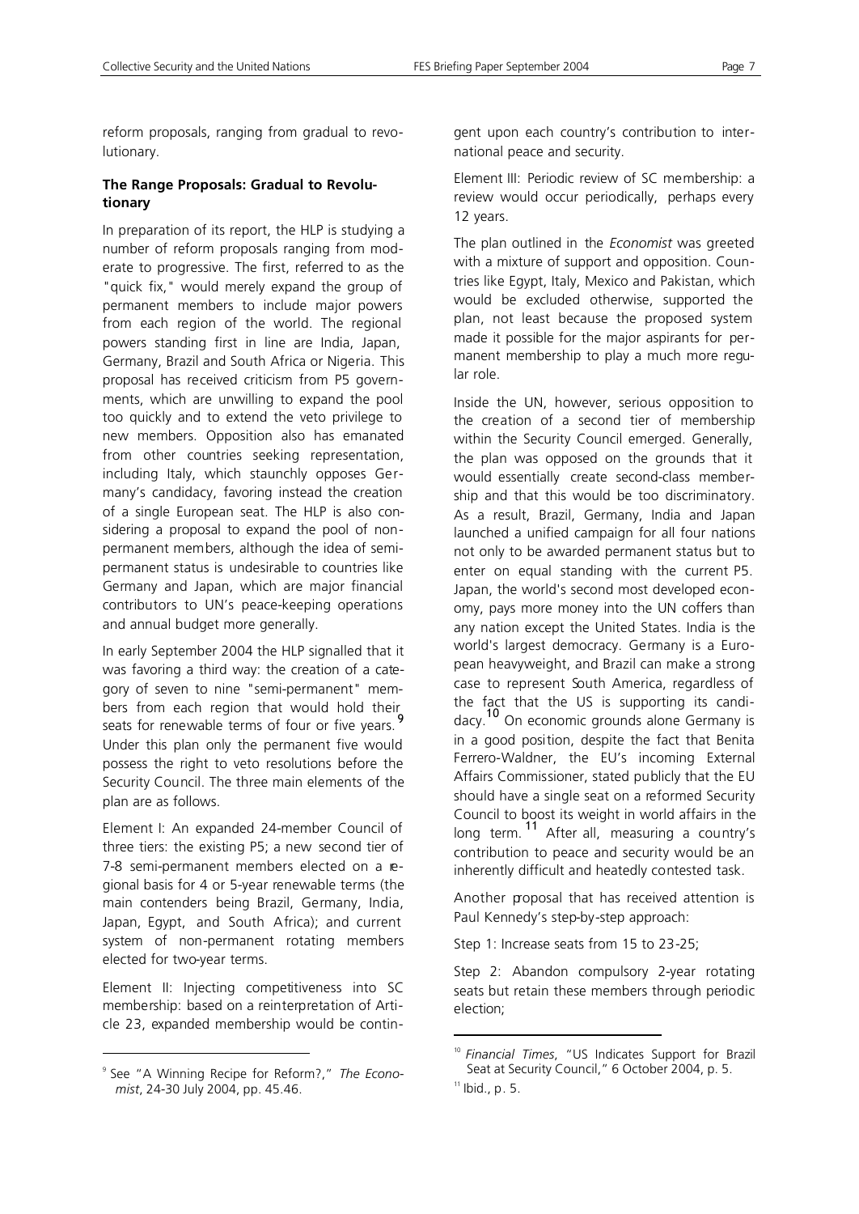reform proposals, ranging from gradual to revolutionary.

**The Range Proposals: Gradual to Revolutionary**

In preparation of its report, the HLP is studying a number of reform proposals ranging from moderate to progressive. The first, referred to as the "quick fix," would merely expand the group of permanent members to include major powers from each region of the world. The regional powers standing first in line are India, Japan, Germany, Brazil and South Africa or Nigeria. This proposal has received criticism from P5 governments, which are unwilling to expand the pool too quickly and to extend the veto privilege to new members. Opposition also has emanated from other countries seeking representation, including Italy, which staunchly opposes Germany's candidacy, favoring instead the creation of a single European seat. The HLP is also considering a proposal to expand the pool of non-permanent members, although the idea of semi-permanent status is undesirable to countries like Germany and Japan, which are major financial contributors to UN's peace-keeping operations and annual budget more generally.

In early September 2004 the HLP signalled that it was favoring a third way: the creation of a category of seven to nine "semi-permanent" members from each region that would hold their seats for renewable terms of four or five years.[9] Under this plan only the permanent five would possess the right to veto resolutions before the Security Council. The three main elements of the plan are as follows.

Element I: An expanded 24-member Council of three tiers: the existing P5; a new second tier of 7-8 semi-permanent members elected on a regional basis for 4 or 5-year renewable terms (the main contenders being Brazil, Germany, India, Japan, Egypt, and South Africa); and current system of non-permanent rotating members elected for two-year terms.

Element II: Injecting competitiveness into SC membership: based on a reinterpretation of Article 23, expanded membership would be contingent upon each country's contribution to international peace and security.

Element III: Periodic review of SC membership: a review would occur periodically, perhaps every 12 years.

The plan outlined in the *Economist* was greeted with a mixture of support and opposition. Countries like Egypt, Italy, Mexico and Pakistan, which would be excluded otherwise, supported the plan, not least because the proposed system made it possible for the major aspirants for permanent membership to play a much more regular role.

Inside the UN, however, serious opposition to the creation of a second tier of membership within the Security Council emerged. Generally, the plan was opposed on the grounds that it would essentially create second-class membership and that this would be too discriminatory. As a result, Brazil, Germany, India and Japan launched a unified campaign for all four nations not only to be awarded permanent status but to enter on equal standing with the current P5. Japan, the world's second most developed economy, pays more money into the UN coffers than any nation except the United States. India is the world's largest democracy. Germany is a European heavyweight, and Brazil can make a strong case to represent South America, regardless of the fact that the US is supporting its candidacy.[10] On economic grounds alone Germany is in a good position, despite the fact that Benita Ferrero-Waldner, the EU's incoming External Affairs Commissioner, stated publicly that the EU should have a single seat on a reformed Security Council to boost its weight in world affairs in the long term.[11] After all, measuring a country's contribution to peace and security would be an inherently difficult and heatedly contested task.

Another proposal that has received attention is Paul Kennedy's step-by-step approach:

Step 1: Increase seats from 15 to 23-25;

Step 2: Abandon compulsory 2-year rotating seats but retain these members through periodic election;

---

[9] See "A Winning Recipe for Reform?," *The Economist*, 24-30 July 2004, pp. 45.46.

[10] *Financial Times*, "US Indicates Support for Brazil Seat at Security Council," 6 October 2004, p. 5.

[11] Ibid., p. 5.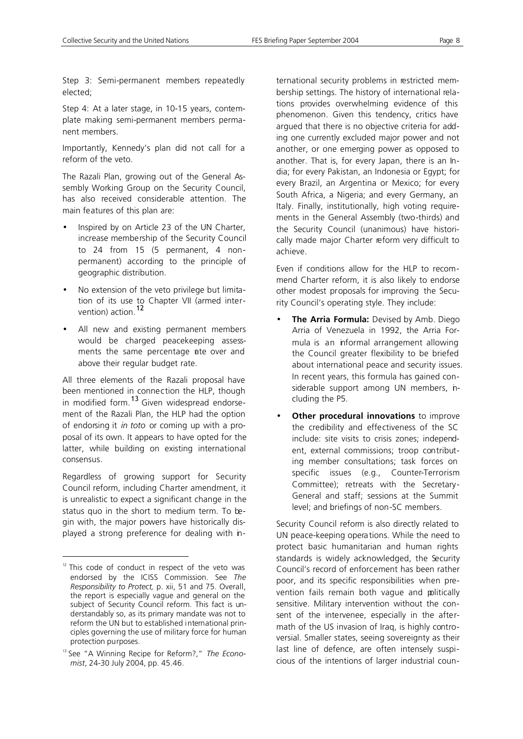Step 3: Semi-permanent members repeatedly elected;

Step 4: At a later stage, in 10-15 years, contemplate making semi-permanent members permanent members.

Importantly, Kennedy's plan did not call for a reform of the veto.

The Razali Plan, growing out of the General Assembly Working Group on the Security Council, has also received considerable attention. The main features of this plan are:

- Inspired by on Article 23 of the UN Charter, increase membership of the Security Council to 24 from 15 (5 permanent, 4 non-permanent) according to the principle of geographic distribution.
- No extension of the veto privilege but limitation of its use to Chapter VII (armed intervention) action.[12]
- All new and existing permanent members would be charged peacekeeping assessments the same percentage rate over and above their regular budget rate.

All three elements of the Razali proposal have been mentioned in connection the HLP, though in modified form.[13] Given widespread endorsement of the Razali Plan, the HLP had the option of endorsing it *in toto* or coming up with a proposal of its own. It appears to have opted for the latter, while building on existing international consensus.

Regardless of growing support for Security Council reform, including Charter amendment, it is unrealistic to expect a significant change in the status quo in the short to medium term. To begin with, the major powers have historically displayed a strong preference for dealing with international security problems in restricted membership settings. The history of international relations provides overwhelming evidence of this phenomenon. Given this tendency, critics have argued that there is no objective criteria for adding one currently excluded major power and not another, or one emerging power as opposed to another. That is, for every Japan, there is an India; for every Pakistan, an Indonesia or Egypt; for every Brazil, an Argentina or Mexico; for every South Africa, a Nigeria; and every Germany, an Italy. Finally, institutionally, high voting requirements in the General Assembly (two-thirds) and the Security Council (unanimous) have historically made major Charter reform very difficult to achieve.

Even if conditions allow for the HLP to recommend Charter reform, it is also likely to endorse other modest proposals for improving the Security Council's operating style. They include:

- **The Arria Formula:** Devised by Amb. Diego Arria of Venezuela in 1992, the Arria Formula is an informal arrangement allowing the Council greater flexibility to be briefed about international peace and security issues. In recent years, this formula has gained considerable support among UN members, including the P5.
- **Other procedural innovations** to improve the credibility and effectiveness of the SC include: site visits to crisis zones; independent, external commissions; troop contributing member consultations; task forces on specific issues (e.g., Counter-Terrorism Committee); retreats with the Secretary-General and staff; sessions at the Summit level; and briefings of non-SC members.

Security Council reform is also directly related to UN peace-keeping operations. While the need to protect basic humanitarian and human rights standards is widely acknowledged, the Security Council's record of enforcement has been rather poor, and its specific responsibilities when prevention fails remain both vague and politically sensitive. Military intervention without the consent of the intervenee, especially in the aftermath of the US invasion of Iraq, is highly controversial. Smaller states, seeing sovereignty as their last line of defence, are often intensely suspicious of the intentions of larger industrial coun-

---

[12] This code of conduct in respect of the veto was endorsed by the ICISS Commission. See *The Responsibility to Protect,* p. xii, 51 and 75. Overall, the report is especially vague and general on the subject of Security Council reform. This fact is understandably so, as its primary mandate was not to reform the UN but to established international principles governing the use of military force for human protection purposes.

[13] See "A Winning Recipe for Reform?," *The Economist*, 24-30 July 2004, pp. 45.46.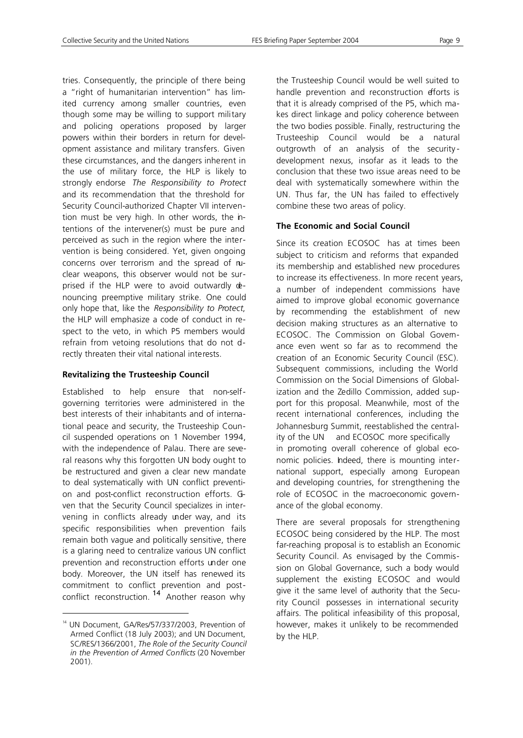tries. Consequently, the principle of there being a "right of humanitarian intervention" has limited currency among smaller countries, even though some may be willing to support military and policing operations proposed by larger powers within their borders in return for development assistance and military transfers. Given these circumstances, and the dangers inherent in the use of military force, the HLP is likely to strongly endorse *The Responsibility to Protect* and its recommendation that the threshold for Security Council-authorized Chapter VII intervention must be very high. In other words, the intentions of the intervener(s) must be pure and perceived as such in the region where the intervention is being considered. Yet, given ongoing concerns over terrorism and the spread of nuclear weapons, this observer would not be surprised if the HLP were to avoid outwardly denouncing preemptive military strike. One could only hope that, like the *Responsibility to Protect*, the HLP will emphasize a code of conduct in respect to the veto, in which P5 members would refrain from vetoing resolutions that do not directly threaten their vital national interests.

**Revitalizing the Trusteeship Council**

Established to help ensure that non-self-governing territories were administered in the best interests of their inhabitants and of international peace and security, the Trusteeship Council suspended operations on 1 November 1994, with the independence of Palau. There are several reasons why this forgotten UN body ought to be restructured and given a clear new mandate to deal systematically with UN conflict prevention and post-conflict reconstruction efforts. Given that the Security Council specializes in intervening in conflicts already under way, and its specific responsibilities when prevention fails remain both vague and politically sensitive, there is a glaring need to centralize various UN conflict prevention and reconstruction efforts under one body. Moreover, the UN itself has renewed its commitment to conflict prevention and post-conflict reconstruction.[14] Another reason why the Trusteeship Council would be well suited to handle prevention and reconstruction efforts is that it is already comprised of the P5, which makes direct linkage and policy coherence between the two bodies possible. Finally, restructuring the Trusteeship Council would be a natural outgrowth of an analysis of the security-development nexus, insofar as it leads to the conclusion that these two issue areas need to be deal with systematically somewhere within the UN. Thus far, the UN has failed to effectively combine these two areas of policy.

**The Economic and Social Council**

Since its creation ECOSOC has at times been subject to criticism and reforms that expanded its membership and established new procedures to increase its effectiveness. In more recent years, a number of independent commissions have aimed to improve global economic governance by recommending the establishment of new decision making structures as an alternative to ECOSOC. The Commission on Global Governance even went so far as to recommend the creation of an Economic Security Council (ESC). Subsequent commissions, including the World Commission on the Social Dimensions of Globalization and the Zedillo Commission, added support for this proposal. Meanwhile, most of the recent international conferences, including the Johannesburg Summit, reestablished the centrality of the UN and ECOSOC more specifically in promoting overall coherence of global economic policies. Indeed, there is mounting international support, especially among European and developing countries, for strengthening the role of ECOSOC in the macroeconomic governance of the global economy.

There are several proposals for strengthening ECOSOC being considered by the HLP. The most far-reaching proposal is to establish an Economic Security Council. As envisaged by the Commission on Global Governance, such a body would supplement the existing ECOSOC and would give it the same level of authority that the Security Council possesses in international security affairs. The political infeasibility of this proposal, however, makes it unlikely to be recommended by the HLP.

---

[14] UN Document, GA/Res/57/337/2003, Prevention of Armed Conflict (18 July 2003); and UN Document, SC/RES/1366/2001, *The Role of the Security Council in the Prevention of Armed Conflicts* (20 November 2001).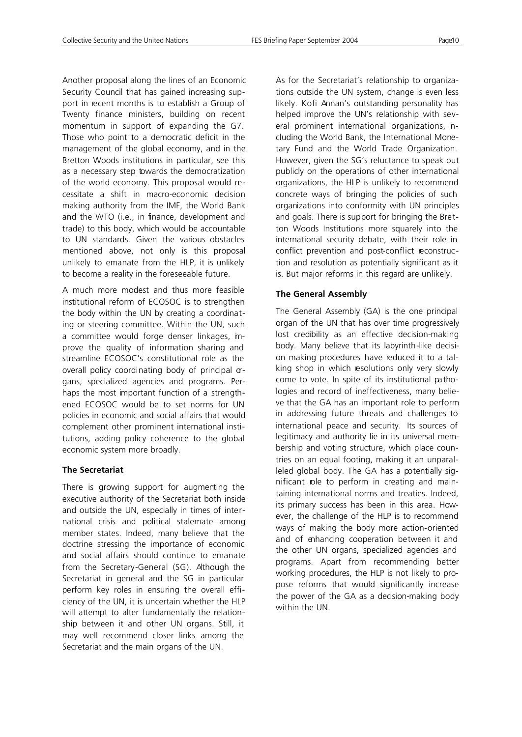Another proposal along the lines of an Economic Security Council that has gained increasing support in recent months is to establish a Group of Twenty finance ministers, building on recent momentum in support of expanding the G7. Those who point to a democratic deficit in the management of the global economy, and in the Bretton Woods institutions in particular, see this as a necessary step towards the democratization of the world economy. This proposal would necessitate a shift in macro-economic decision making authority from the IMF, the World Bank and the WTO (i.e., in finance, development and trade) to this body, which would be accountable to UN standards. Given the various obstacles mentioned above, not only is this proposal unlikely to emanate from the HLP, it is unlikely to become a reality in the foreseeable future.

A much more modest and thus more feasible institutional reform of ECOSOC is to strengthen the body within the UN by creating a coordinating or steering committee. Within the UN, such a committee would forge denser linkages, improve the quality of information sharing and streamline ECOSOC's constitutional role as the overall policy coordinating body of principal organs, specialized agencies and programs. Perhaps the most important function of a strengthened ECOSOC would be to set norms for UN policies in economic and social affairs that would complement other prominent international institutions, adding policy coherence to the global economic system more broadly.

**The Secretariat**

There is growing support for augmenting the executive authority of the Secretariat both inside and outside the UN, especially in times of international crisis and political stalemate among member states. Indeed, many believe that the doctrine stressing the importance of economic and social affairs should continue to emanate from the Secretary-General (SG). Although the Secretariat in general and the SG in particular perform key roles in ensuring the overall efficiency of the UN, it is uncertain whether the HLP will attempt to alter fundamentally the relationship between it and other UN organs. Still, it may well recommend closer links among the Secretariat and the main organs of the UN.

As for the Secretariat's relationship to organizations outside the UN system, change is even less likely. Kofi Annan's outstanding personality has helped improve the UN's relationship with several prominent international organizations, including the World Bank, the International Monetary Fund and the World Trade Organization. However, given the SG's reluctance to speak out publicly on the operations of other international organizations, the HLP is unlikely to recommend concrete ways of bringing the policies of such organizations into conformity with UN principles and goals. There is support for bringing the Bretton Woods Institutions more squarely into the international security debate, with their role in conflict prevention and post-conflict reconstruction and resolution as potentially significant as it is. But major reforms in this regard are unlikely.

**The General Assembly**

The General Assembly (GA) is the one principal organ of the UN that has over time progressively lost credibility as an effective decision-making body. Many believe that its labyrinth-like decision making procedures have reduced it to a talking shop in which resolutions only very slowly come to vote. In spite of its institutional pathologies and record of ineffectiveness, many believe that the GA has an important role to perform in addressing future threats and challenges to international peace and security. Its sources of legitimacy and authority lie in its universal membership and voting structure, which place countries on an equal footing, making it an unparalleled global body. The GA has a potentially significant role to perform in creating and maintaining international norms and treaties. Indeed, its primary success has been in this area. However, the challenge of the HLP is to recommend ways of making the body more action-oriented and of enhancing cooperation between it and the other UN organs, specialized agencies and programs. Apart from recommending better working procedures, the HLP is not likely to propose reforms that would significantly increase the power of the GA as a decision-making body within the UN.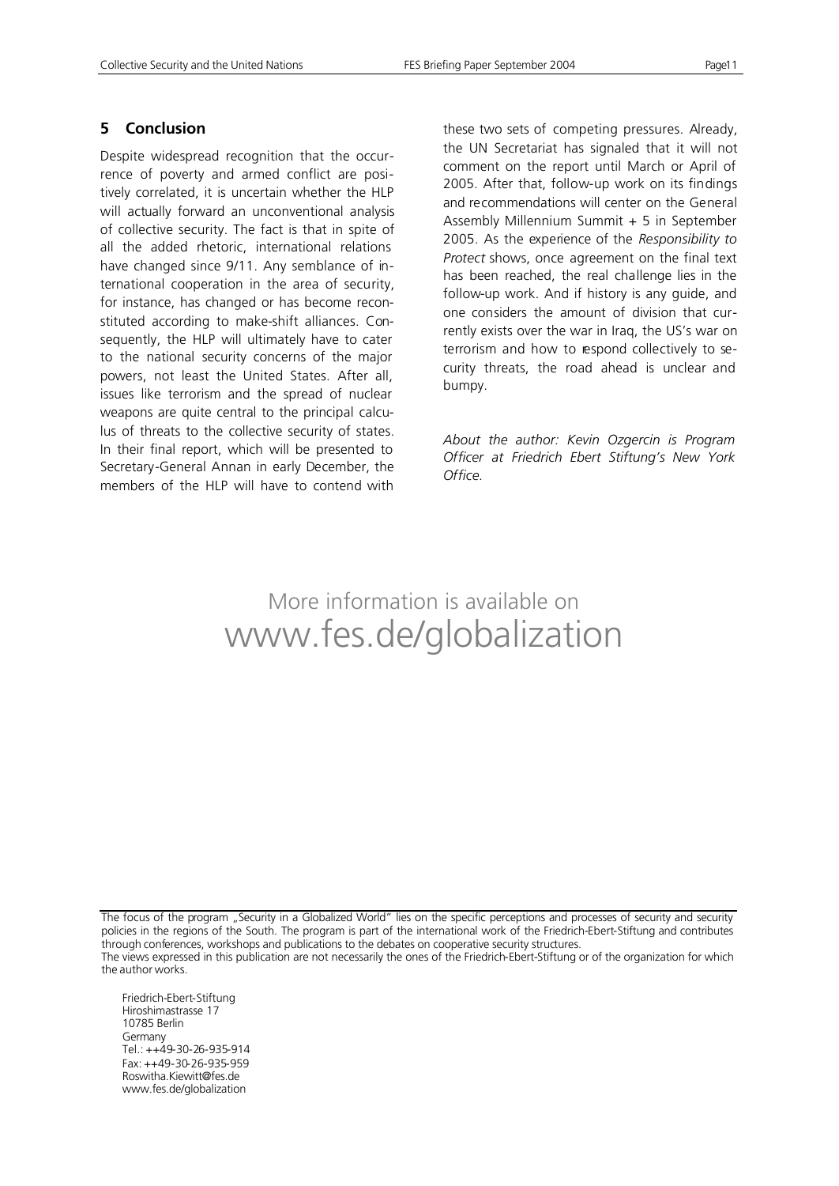## 5 Conclusion

Despite widespread recognition that the occurrence of poverty and armed conflict are positively correlated, it is uncertain whether the HLP will actually forward an unconventional analysis of collective security. The fact is that in spite of all the added rhetoric, international relations have changed since 9/11. Any semblance of international cooperation in the area of security, for instance, has changed or has become reconstituted according to make-shift alliances. Consequently, the HLP will ultimately have to cater to the national security concerns of the major powers, not least the United States. After all, issues like terrorism and the spread of nuclear weapons are quite central to the principal calculus of threats to the collective security of states. In their final report, which will be presented to Secretary-General Annan in early December, the members of the HLP will have to contend with these two sets of competing pressures. Already, the UN Secretariat has signaled that it will not comment on the report until March or April of 2005. After that, follow-up work on its findings and recommendations will center on the General Assembly Millennium Summit + 5 in September 2005. As the experience of the *Responsibility to Protect* shows, once agreement on the final text has been reached, the real challenge lies in the follow-up work. And if history is any guide, and one considers the amount of division that currently exists over the war in Iraq, the US's war on terrorism and how to respond collectively to security threats, the road ahead is unclear and bumpy.

*About the author: Kevin Ozgercin is Program Officer at Friedrich Ebert Stiftung's New York Office.*

More information is available on
www.fes.de/globalization

The focus of the program „Security in a Globalized World" lies on the specific perceptions and processes of security and security policies in the regions of the South. The program is part of the international work of the Friedrich-Ebert-Stiftung and contributes through conferences, workshops and publications to the debates on cooperative security structures.
The views expressed in this publication are not necessarily the ones of the Friedrich-Ebert-Stiftung or of the organization for which the author works.

Friedrich-Ebert-Stiftung
Hiroshimastrasse 17
10785 Berlin
Germany
Tel.: ++49-30-26-935-914
Fax: ++49-30-26-935-959
Roswitha.Kiewitt@fes.de
www.fes.de/globalization